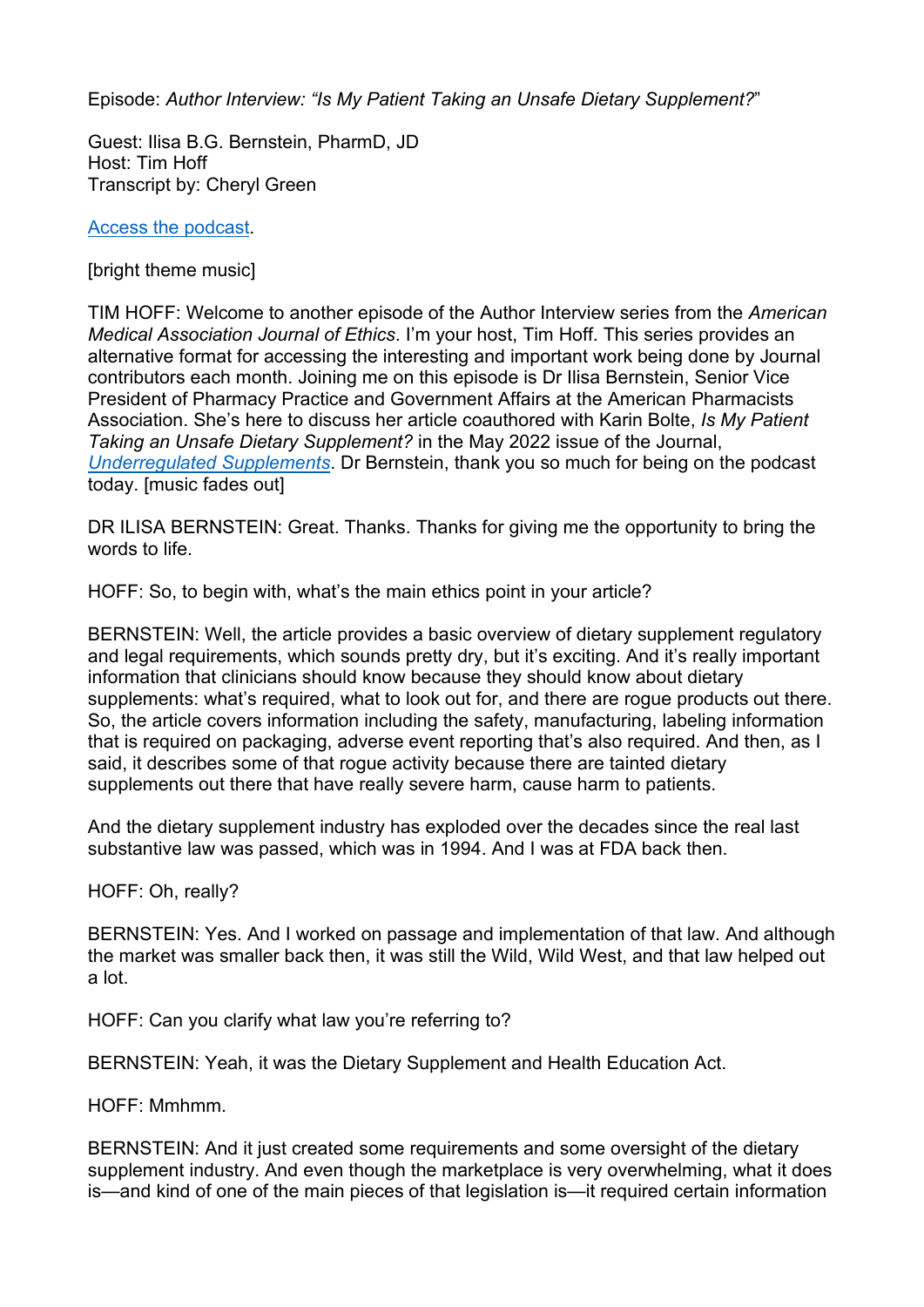Episode: *Author Interview: "Is My Patient Taking an Unsafe Dietary Supplement?"*

Guest: Ilisa B.G. Bernstein, PharmD, JD
Host: Tim Hoff
Transcript by: Cheryl Green

[Access the podcast](#).

[bright theme music]

TIM HOFF: Welcome to another episode of the Author Interview series from the *American Medical Association Journal of Ethics*. I'm your host, Tim Hoff. This series provides an alternative format for accessing the interesting and important work being done by Journal contributors each month. Joining me on this episode is Dr Ilisa Bernstein, Senior Vice President of Pharmacy Practice and Government Affairs at the American Pharmacists Association. She's here to discuss her article coauthored with Karin Bolte, *Is My Patient Taking an Unsafe Dietary Supplement?* in the May 2022 issue of the Journal, [*Underregulated Supplements*](#). Dr Bernstein, thank you so much for being on the podcast today. [music fades out]

DR ILISA BERNSTEIN: Great. Thanks. Thanks for giving me the opportunity to bring the words to life.

HOFF: So, to begin with, what's the main ethics point in your article?

BERNSTEIN: Well, the article provides a basic overview of dietary supplement regulatory and legal requirements, which sounds pretty dry, but it's exciting. And it's really important information that clinicians should know because they should know about dietary supplements: what's required, what to look out for, and there are rogue products out there. So, the article covers information including the safety, manufacturing, labeling information that is required on packaging, adverse event reporting that's also required. And then, as I said, it describes some of that rogue activity because there are tainted dietary supplements out there that have really severe harm, cause harm to patients.

And the dietary supplement industry has exploded over the decades since the real last substantive law was passed, which was in 1994. And I was at FDA back then.

HOFF: Oh, really?

BERNSTEIN: Yes. And I worked on passage and implementation of that law. And although the market was smaller back then, it was still the Wild, Wild West, and that law helped out a lot.

HOFF: Can you clarify what law you're referring to?

BERNSTEIN: Yeah, it was the Dietary Supplement and Health Education Act.

HOFF: Mmhmm.

BERNSTEIN: And it just created some requirements and some oversight of the dietary supplement industry. And even though the marketplace is very overwhelming, what it does is—and kind of one of the main pieces of that legislation is—it required certain information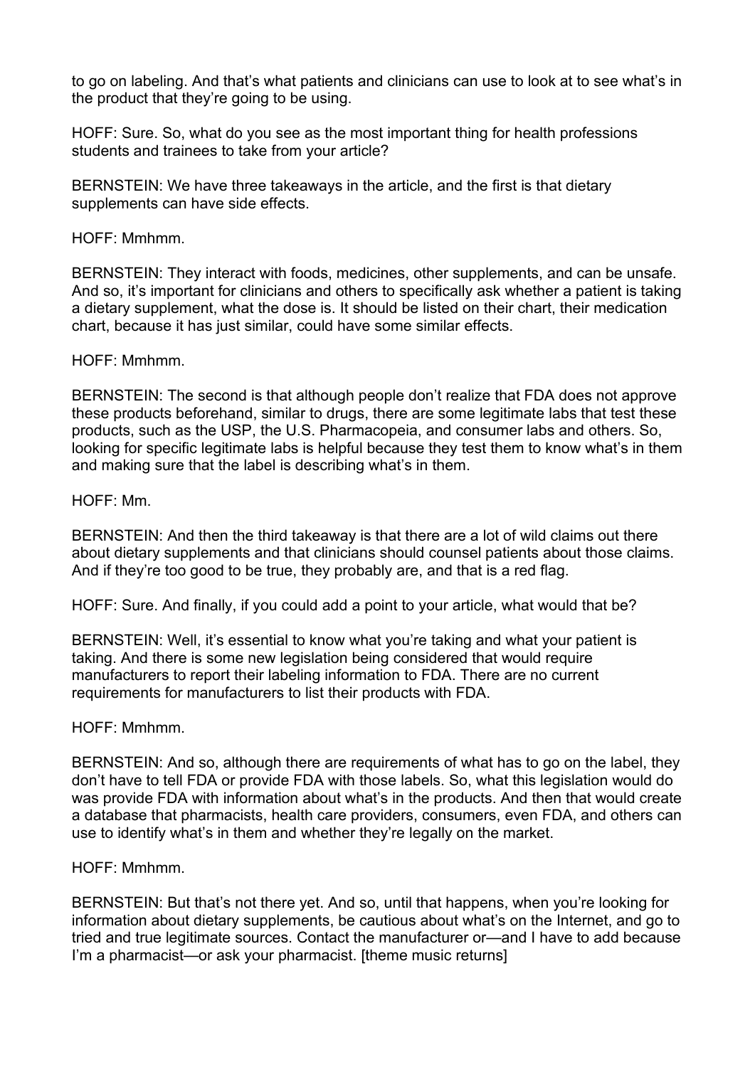to go on labeling. And that's what patients and clinicians can use to look at to see what's in the product that they're going to be using.

HOFF: Sure. So, what do you see as the most important thing for health professions students and trainees to take from your article?

BERNSTEIN: We have three takeaways in the article, and the first is that dietary supplements can have side effects.

HOFF: Mmhmm.

BERNSTEIN: They interact with foods, medicines, other supplements, and can be unsafe. And so, it's important for clinicians and others to specifically ask whether a patient is taking a dietary supplement, what the dose is. It should be listed on their chart, their medication chart, because it has just similar, could have some similar effects.

HOFF: Mmhmm.

BERNSTEIN: The second is that although people don't realize that FDA does not approve these products beforehand, similar to drugs, there are some legitimate labs that test these products, such as the USP, the U.S. Pharmacopeia, and consumer labs and others. So, looking for specific legitimate labs is helpful because they test them to know what's in them and making sure that the label is describing what's in them.

HOFF: Mm.

BERNSTEIN: And then the third takeaway is that there are a lot of wild claims out there about dietary supplements and that clinicians should counsel patients about those claims. And if they're too good to be true, they probably are, and that is a red flag.

HOFF: Sure. And finally, if you could add a point to your article, what would that be?

BERNSTEIN: Well, it's essential to know what you're taking and what your patient is taking. And there is some new legislation being considered that would require manufacturers to report their labeling information to FDA. There are no current requirements for manufacturers to list their products with FDA.

HOFF: Mmhmm.

BERNSTEIN: And so, although there are requirements of what has to go on the label, they don't have to tell FDA or provide FDA with those labels. So, what this legislation would do was provide FDA with information about what's in the products. And then that would create a database that pharmacists, health care providers, consumers, even FDA, and others can use to identify what's in them and whether they're legally on the market.

HOFF: Mmhmm.

BERNSTEIN: But that's not there yet. And so, until that happens, when you're looking for information about dietary supplements, be cautious about what's on the Internet, and go to tried and true legitimate sources. Contact the manufacturer or—and I have to add because I'm a pharmacist—or ask your pharmacist. [theme music returns]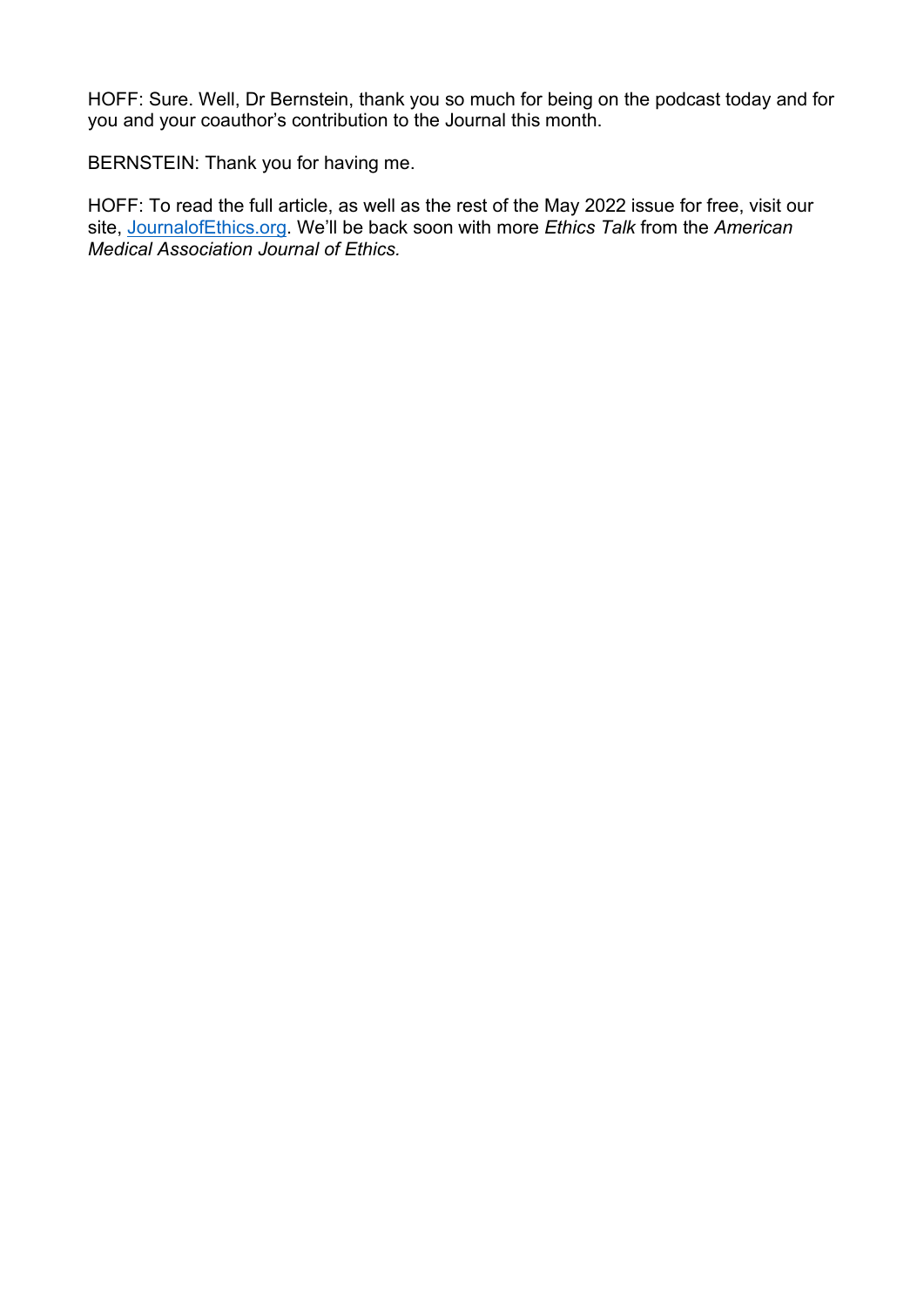HOFF: Sure. Well, Dr Bernstein, thank you so much for being on the podcast today and for you and your coauthor's contribution to the Journal this month.

BERNSTEIN: Thank you for having me.

HOFF: To read the full article, as well as the rest of the May 2022 issue for free, visit our site, [JournalofEthics.org](JournalofEthics.org). We'll be back soon with more *Ethics Talk* from the *American Medical Association Journal of Ethics.*